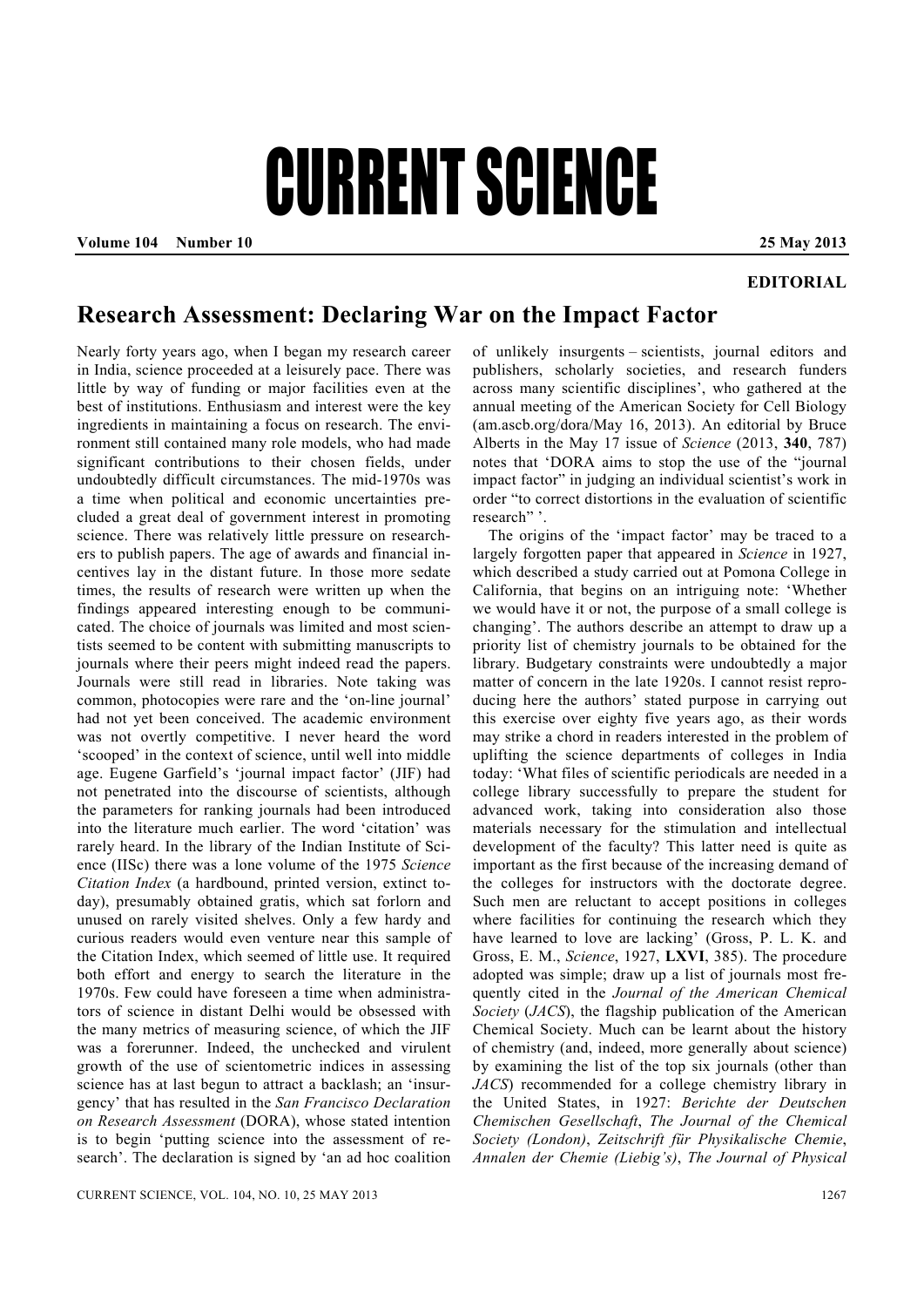# CURRENT SCIENCE

**EDITORIAL**

## Research Assessment: Declaring War on the Impact Factor

Nearly forty years ago, when I began my research career in India, science proceeded at a leisurely pace. There was little by way of funding or major facilities even at the best of institutions. Enthusiasm and interest were the key ingredients in maintaining a focus on research. The environment still contained many role models, who had made significant contributions to their chosen fields, under undoubtedly difficult circumstances. The mid-1970s was a time when political and economic uncertainties precluded a great deal of government interest in promoting science. There was relatively little pressure on researchers to publish papers. The age of awards and financial incentives lay in the distant future. In those more sedate times, the results of research were written up when the findings appeared interesting enough to be communicated. The choice of journals was limited and most scientists seemed to be content with submitting manuscripts to journals where their peers might indeed read the papers. Journals were still read in libraries. Note taking was common, photocopies were rare and the 'on-line journal' had not yet been conceived. The academic environment was not overtly competitive. I never heard the word 'scooped' in the context of science, until well into middle age. Eugene Garfield's 'journal impact factor' (JIF) had not penetrated into the discourse of scientists, although the parameters for ranking journals had been introduced into the literature much earlier. The word 'citation' was rarely heard. In the library of the Indian Institute of Science (IISc) there was a lone volume of the 1975 *Science Citation Index* (a hardbound, printed version, extinct today), presumably obtained gratis, which sat forlorn and unused on rarely visited shelves. Only a few hardy and curious readers would even venture near this sample of the Citation Index, which seemed of little use. It required both effort and energy to search the literature in the 1970s. Few could have foreseen a time when administrators of science in distant Delhi would be obsessed with the many metrics of measuring science, of which the JIF was a forerunner. Indeed, the unchecked and virulent growth of the use of scientometric indices in assessing science has at last begun to attract a backlash; an 'insurgency' that has resulted in the *San Francisco Declaration on Research Assessment* (DORA), whose stated intention is to begin 'putting science into the assessment of research'. The declaration is signed by 'an ad hoc coalition of unlikely insurgents – scientists, journal editors and publishers, scholarly societies, and research funders across many scientific disciplines', who gathered at the annual meeting of the American Society for Cell Biology (am.ascb.org/dora/May 16, 2013). An editorial by Bruce Alberts in the May 17 issue of *Science* (2013, **340**, 787) notes that 'DORA aims to stop the use of the "journal impact factor" in judging an individual scientist's work in order "to correct distortions in the evaluation of scientific research" '.

The origins of the 'impact factor' may be traced to a largely forgotten paper that appeared in *Science* in 1927, which described a study carried out at Pomona College in California, that begins on an intriguing note: 'Whether we would have it or not, the purpose of a small college is changing'. The authors describe an attempt to draw up a priority list of chemistry journals to be obtained for the library. Budgetary constraints were undoubtedly a major matter of concern in the late 1920s. I cannot resist reproducing here the authors' stated purpose in carrying out this exercise over eighty five years ago, as their words may strike a chord in readers interested in the problem of uplifting the science departments of colleges in India today: 'What files of scientific periodicals are needed in a college library successfully to prepare the student for advanced work, taking into consideration also those materials necessary for the stimulation and intellectual development of the faculty? This latter need is quite as important as the first because of the increasing demand of the colleges for instructors with the doctorate degree. Such men are reluctant to accept positions in colleges where facilities for continuing the research which they have learned to love are lacking' (Gross, P. L. K. and Gross, E. M., *Science*, 1927, **LXVI**, 385). The procedure adopted was simple; draw up a list of journals most frequently cited in the *Journal of the American Chemical Society* (*JACS*), the flagship publication of the American Chemical Society. Much can be learnt about the history of chemistry (and, indeed, more generally about science) by examining the list of the top six journals (other than *JACS*) recommended for a college chemistry library in the United States, in 1927: *Berichte der Deutschen Chemischen Gesellschaft*, *The Journal of the Chemical Society (London)*, *Zeitschrift für Physikalische Chemie*, *Annalen der Chemie (Liebig's)*, *The Journal of Physical*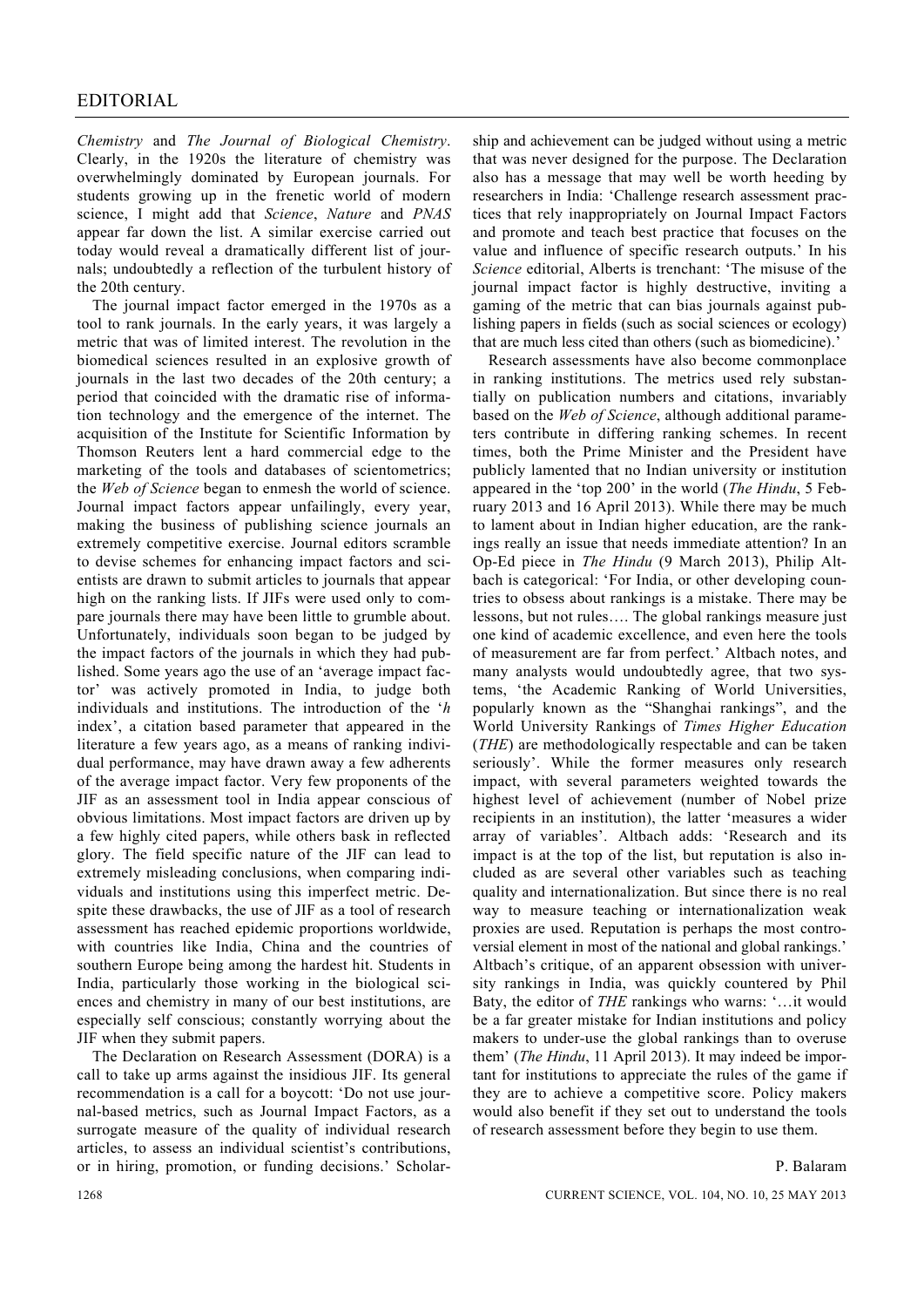*Chemistry* and *The Journal of Biological Chemistry*. Clearly, in the 1920s the literature of chemistry was overwhelmingly dominated by European journals. For students growing up in the frenetic world of modern science, I might add that *Science*, *Nature* and *PNAS* appear far down the list. A similar exercise carried out today would reveal a dramatically different list of journals; undoubtedly a reflection of the turbulent history of the 20th century.

The journal impact factor emerged in the 1970s as a tool to rank journals. In the early years, it was largely a metric that was of limited interest. The revolution in the biomedical sciences resulted in an explosive growth of journals in the last two decades of the 20th century; a period that coincided with the dramatic rise of information technology and the emergence of the internet. The acquisition of the Institute for Scientific Information by Thomson Reuters lent a hard commercial edge to the marketing of the tools and databases of scientometrics; the *Web of Science* began to enmesh the world of science. Journal impact factors appear unfailingly, every year, making the business of publishing science journals an extremely competitive exercise. Journal editors scramble to devise schemes for enhancing impact factors and scientists are drawn to submit articles to journals that appear high on the ranking lists. If JIFs were used only to compare journals there may have been little to grumble about. Unfortunately, individuals soon began to be judged by the impact factors of the journals in which they had published. Some years ago the use of an 'average impact factor' was actively promoted in India, to judge both individuals and institutions. The introduction of the '*h* index', a citation based parameter that appeared in the literature a few years ago, as a means of ranking individual performance, may have drawn away a few adherents of the average impact factor. Very few proponents of the JIF as an assessment tool in India appear conscious of obvious limitations. Most impact factors are driven up by a few highly cited papers, while others bask in reflected glory. The field specific nature of the JIF can lead to extremely misleading conclusions, when comparing individuals and institutions using this imperfect metric. Despite these drawbacks, the use of JIF as a tool of research assessment has reached epidemic proportions worldwide, with countries like India, China and the countries of southern Europe being among the hardest hit. Students in India, particularly those working in the biological sciences and chemistry in many of our best institutions, are especially self conscious; constantly worrying about the JIF when they submit papers.

The Declaration on Research Assessment (DORA) is a call to take up arms against the insidious JIF. Its general recommendation is a call for a boycott: 'Do not use journal-based metrics, such as Journal Impact Factors, as a surrogate measure of the quality of individual research articles, to assess an individual scientist's contributions, or in hiring, promotion, or funding decisions.' Scholarship and achievement can be judged without using a metric that was never designed for the purpose. The Declaration also has a message that may well be worth heeding by researchers in India: 'Challenge research assessment practices that rely inappropriately on Journal Impact Factors and promote and teach best practice that focuses on the value and influence of specific research outputs.' In his *Science* editorial, Alberts is trenchant: 'The misuse of the journal impact factor is highly destructive, inviting a gaming of the metric that can bias journals against publishing papers in fields (such as social sciences or ecology) that are much less cited than others (such as biomedicine).'

Research assessments have also become commonplace in ranking institutions. The metrics used rely substantially on publication numbers and citations, invariably based on the *Web of Science*, although additional parameters contribute in differing ranking schemes. In recent times, both the Prime Minister and the President have publicly lamented that no Indian university or institution appeared in the 'top 200' in the world (*The Hindu*, 5 February 2013 and 16 April 2013). While there may be much to lament about in Indian higher education, are the rankings really an issue that needs immediate attention? In an Op-Ed piece in *The Hindu* (9 March 2013), Philip Altbach is categorical: 'For India, or other developing countries to obsess about rankings is a mistake. There may be lessons, but not rules…. The global rankings measure just one kind of academic excellence, and even here the tools of measurement are far from perfect.' Altbach notes, and many analysts would undoubtedly agree, that two systems, 'the Academic Ranking of World Universities, popularly known as the "Shanghai rankings", and the World University Rankings of *Times Higher Education* (*THE*) are methodologically respectable and can be taken seriously'. While the former measures only research impact, with several parameters weighted towards the highest level of achievement (number of Nobel prize recipients in an institution), the latter 'measures a wider array of variables'. Altbach adds: 'Research and its impact is at the top of the list, but reputation is also included as are several other variables such as teaching quality and internationalization. But since there is no real way to measure teaching or internationalization weak proxies are used. Reputation is perhaps the most controversial element in most of the national and global rankings.' Altbach's critique, of an apparent obsession with university rankings in India, was quickly countered by Phil Baty, the editor of *THE* rankings who warns: '…it would be a far greater mistake for Indian institutions and policy makers to under-use the global rankings than to overuse them' (*The Hindu*, 11 April 2013). It may indeed be important for institutions to appreciate the rules of the game if they are to achieve a competitive score. Policy makers would also benefit if they set out to understand the tools of research assessment before they begin to use them.

P. Balaram